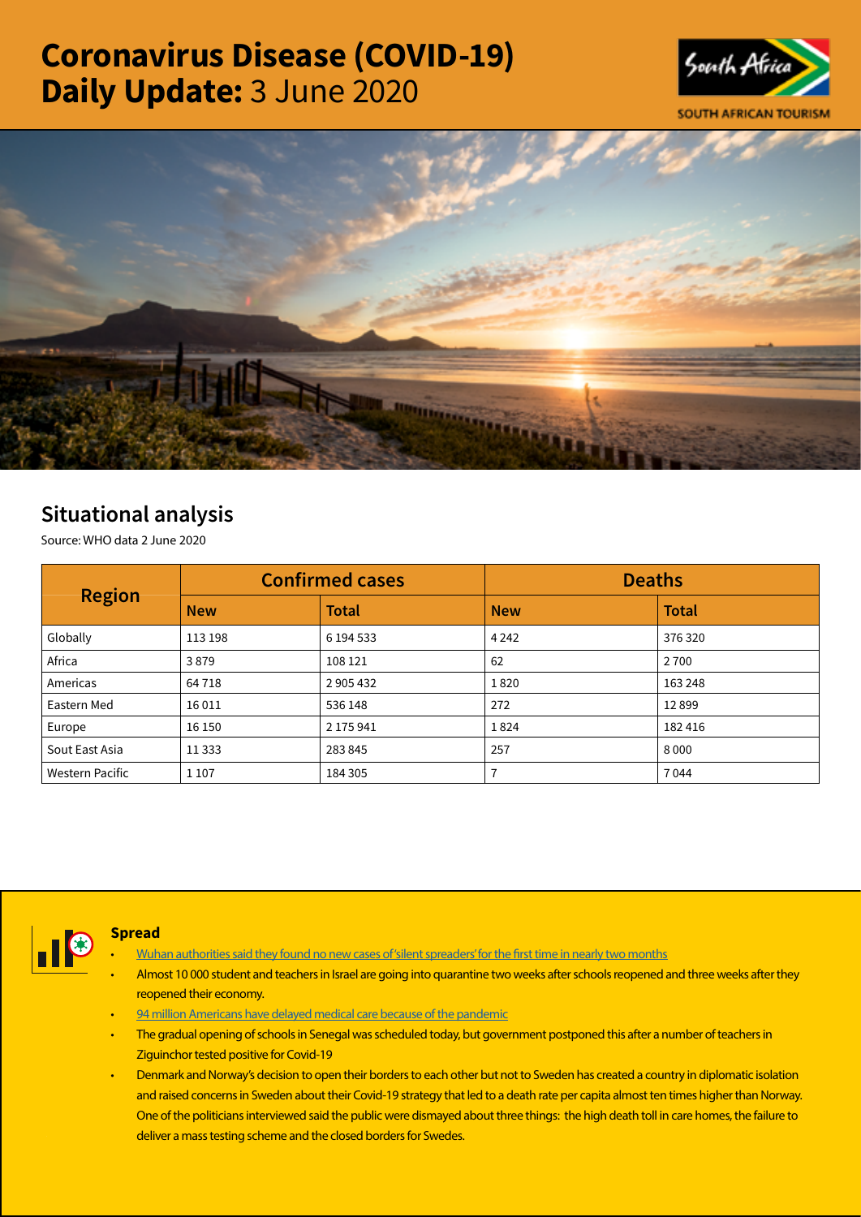# Coronavirus Disease (COVID-19) Daily Update: 3 June 2020

SOUTH AFRICAN TOURISM

## Situational analysis

Source: WHO data 2 June 2020

| Region | Confirmed cases | | Deaths | |
|---|---|---|---|---|
| | **New** | **Total** | **New** | **Total** |
| Globally | 113 198 | 6 194 533 | 4 242 | 376 320 |
| Africa | 3 879 | 108 121 | 62 | 2 700 |
| Americas | 64 718 | 2 905 432 | 1 820 | 163 248 |
| Eastern Med | 16 011 | 536 148 | 272 | 12 899 |
| Europe | 16 150 | 2 175 941 | 1 824 | 182 416 |
| Sout East Asia | 11 333 | 283 845 | 257 | 8 000 |
| Western Pacific | 1 107 | 184 305 | 7 | 7 044 |

### Spread

- Wuhan authorities said they found no new cases of 'silent spreaders' for the first time in nearly two months
- Almost 10 000 student and teachers in Israel are going into quarantine two weeks after schools reopened and three weeks after they reopened their economy.
- 94 million Americans have delayed medical care because of the pandemic
- The gradual opening of schools in Senegal was scheduled today, but government postponed this after a number of teachers in Ziguinchor tested positive for Covid-19
- Denmark and Norway's decision to open their borders to each other but not to Sweden has created a country in diplomatic isolation and raised concerns in Sweden about their Covid-19 strategy that led to a death rate per capita almost ten times higher than Norway. One of the politicians interviewed said the public were dismayed about three things: the high death toll in care homes, the failure to deliver a mass testing scheme and the closed borders for Swedes.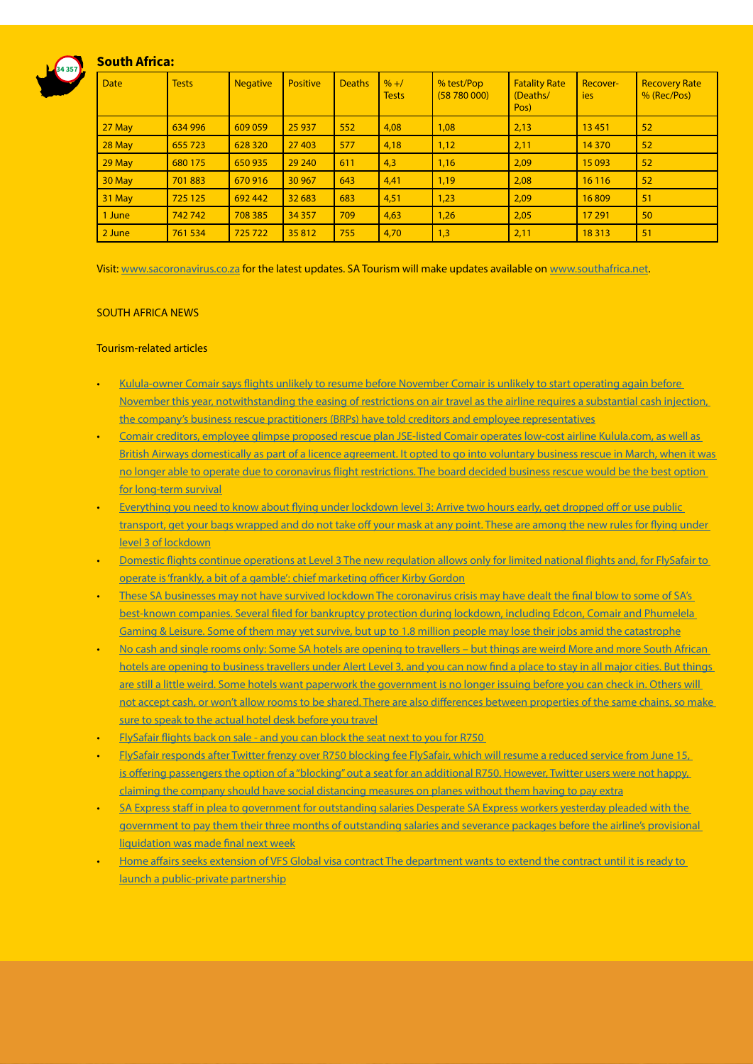## South Africa:

| Date | Tests | Negative | Positive | Deaths | % +/ Tests | % test/Pop (58 780 000) | Fatality Rate (Deaths/ Pos) | Recover-ies | Recovery Rate % (Rec/Pos) |
|---|---|---|---|---|---|---|---|---|---|
| 27 May | 634 996 | 609 059 | 25 937 | 552 | 4,08 | 1,08 | 2,13 | 13 451 | 52 |
| 28 May | 655 723 | 628 320 | 27 403 | 577 | 4,18 | 1,12 | 2,11 | 14 370 | 52 |
| 29 May | 680 175 | 650 935 | 29 240 | 611 | 4,3 | 1,16 | 2,09 | 15 093 | 52 |
| 30 May | 701 883 | 670 916 | 30 967 | 643 | 4,41 | 1,19 | 2,08 | 16 116 | 52 |
| 31 May | 725 125 | 692 442 | 32 683 | 683 | 4,51 | 1,23 | 2,09 | 16 809 | 51 |
| 1 June | 742 742 | 708 385 | 34 357 | 709 | 4,63 | 1,26 | 2,05 | 17 291 | 50 |
| 2 June | 761 534 | 725 722 | 35 812 | 755 | 4,70 | 1,3 | 2,11 | 18 313 | 51 |

Visit: www.sacoronavirus.co.za for the latest updates. SA Tourism will make updates available on www.southafrica.net.

SOUTH AFRICA NEWS

Tourism-related articles

- Kulula-owner Comair says flights unlikely to resume before November Comair is unlikely to start operating again before November this year, notwithstanding the easing of restrictions on air travel as the airline requires a substantial cash injection, the company's business rescue practitioners (BRPs) have told creditors and employee representatives
- Comair creditors, employee glimpse proposed rescue plan JSE-listed Comair operates low-cost airline Kulula.com, as well as British Airways domestically as part of a licence agreement. It opted to go into voluntary business rescue in March, when it was no longer able to operate due to coronavirus flight restrictions. The board decided business rescue would be the best option for long-term survival
- Everything you need to know about flying under lockdown level 3: Arrive two hours early, get dropped off or use public transport, get your bags wrapped and do not take off your mask at any point. These are among the new rules for flying under level 3 of lockdown
- Domestic flights continue operations at Level 3 The new regulation allows only for limited national flights and, for FlySafair to operate is 'frankly, a bit of a gamble': chief marketing officer Kirby Gordon
- These SA businesses may not have survived lockdown The coronavirus crisis may have dealt the final blow to some of SA's best-known companies. Several filed for bankruptcy protection during lockdown, including Edcon, Comair and Phumelela Gaming & Leisure. Some of them may yet survive, but up to 1.8 million people may lose their jobs amid the catastrophe
- No cash and single rooms only: Some SA hotels are opening to travellers – but things are weird More and more South African hotels are opening to business travellers under Alert Level 3, and you can now find a place to stay in all major cities. But things are still a little weird. Some hotels want paperwork the government is no longer issuing before you can check in. Others will not accept cash, or won't allow rooms to be shared. There are also differences between properties of the same chains, so make sure to speak to the actual hotel desk before you travel
- FlySafair flights back on sale - and you can block the seat next to you for R750
- FlySafair responds after Twitter frenzy over R750 blocking fee FlySafair, which will resume a reduced service from June 15, is offering passengers the option of a "blocking" out a seat for an additional R750. However, Twitter users were not happy, claiming the company should have social distancing measures on planes without them having to pay extra
- SA Express staff in plea to government for outstanding salaries Desperate SA Express workers yesterday pleaded with the government to pay them their three months of outstanding salaries and severance packages before the airline's provisional liquidation was made final next week
- Home affairs seeks extension of VFS Global visa contract The department wants to extend the contract until it is ready to launch a public-private partnership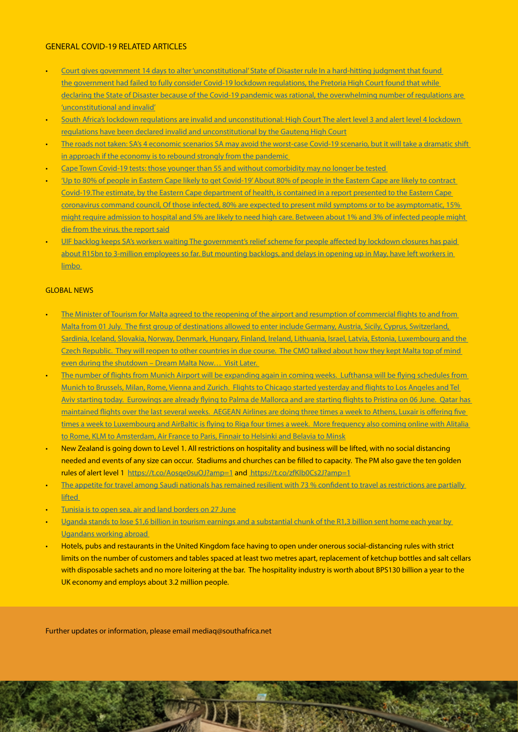## GENERAL COVID-19 RELATED ARTICLES

- Court gives government 14 days to alter 'unconstitutional' State of Disaster rule In a hard-hitting judgment that found the government had failed to fully consider Covid-19 lockdown regulations, the Pretoria High Court found that while declaring the State of Disaster because of the Covid-19 pandemic was rational, the overwhelming number of regulations are 'unconstitutional and invalid'
- South Africa's lockdown regulations are invalid and unconstitutional: High Court The alert level 3 and alert level 4 lockdown regulations have been declared invalid and unconstitutional by the Gauteng High Court
- The roads not taken: SA's 4 economic scenarios SA may avoid the worst-case Covid-19 scenario, but it will take a dramatic shift in approach if the economy is to rebound strongly from the pandemic
- Cape Town Covid-19 tests: those younger than 55 and without comorbidity may no longer be tested
- 'Up to 80% of people in Eastern Cape likely to get Covid-19' About 80% of people in the Eastern Cape are likely to contract Covid-19.The estimate, by the Eastern Cape department of health, is contained in a report presented to the Eastern Cape coronavirus command council, Of those infected, 80% are expected to present mild symptoms or to be asymptomatic, 15% might require admission to hospital and 5% are likely to need high care. Between about 1% and 3% of infected people might die from the virus, the report said
- UIF backlog keeps SA's workers waiting The government's relief scheme for people affected by lockdown closures has paid about R15bn to 3-million employees so far. But mounting backlogs, and delays in opening up in May, have left workers in limbo

## GLOBAL NEWS

- The Minister of Tourism for Malta agreed to the reopening of the airport and resumption of commercial flights to and from Malta from 01 July. The first group of destinations allowed to enter include Germany, Austria, Sicily, Cyprus, Switzerland, Sardinia, Iceland, Slovakia, Norway, Denmark, Hungary, Finland, Ireland, Lithuania, Israel, Latvia, Estonia, Luxembourg and the Czech Republic. They will reopen to other countries in due course. The CMO talked about how they kept Malta top of mind even during the shutdown – Dream Malta Now… Visit Later.
- The number of flights from Munich Airport will be expanding again in coming weeks. Lufthansa will be flying schedules from Munich to Brussels, Milan, Rome, Vienna and Zurich. Flights to Chicago started yesterday and flights to Los Angeles and Tel Aviv starting today. Eurowings are already flying to Palma de Mallorca and are starting flights to Pristina on 06 June. Qatar has maintained flights over the last several weeks. AEGEAN Airlines are doing three times a week to Athens, Luxair is offering five times a week to Luxembourg and AirBaltic is flying to Riga four times a week. More frequency also coming online with Alitalia to Rome, KLM to Amsterdam, Air France to Paris, Finnair to Helsinki and Belavia to Minsk
- New Zealand is going down to Level 1. All restrictions on hospitality and business will be lifted, with no social distancing needed and events of any size can occur. Stadiums and churches can be filled to capacity. The PM also gave the ten golden rules of alert level 1 https://t.co/Aosqe0suOJ?amp=1 and https://t.co/zfKlb0Cs2J?amp=1
- The appetite for travel among Saudi nationals has remained resilient with 73 % confident to travel as restrictions are partially lifted
- Tunisia is to open sea, air and land borders on 27 June
- Uganda stands to lose $1,6 billion in tourism earnings and a substantial chunk of the R1,3 billion sent home each year by Ugandans working abroad
- Hotels, pubs and restaurants in the United Kingdom face having to open under onerous social-distancing rules with strict limits on the number of customers and tables spaced at least two metres apart, replacement of ketchup bottles and salt cellars with disposable sachets and no more loitering at the bar. The hospitality industry is worth about BPS130 billion a year to the UK economy and employs about 3.2 million people.

Further updates or information, please email mediaq@southafrica.net